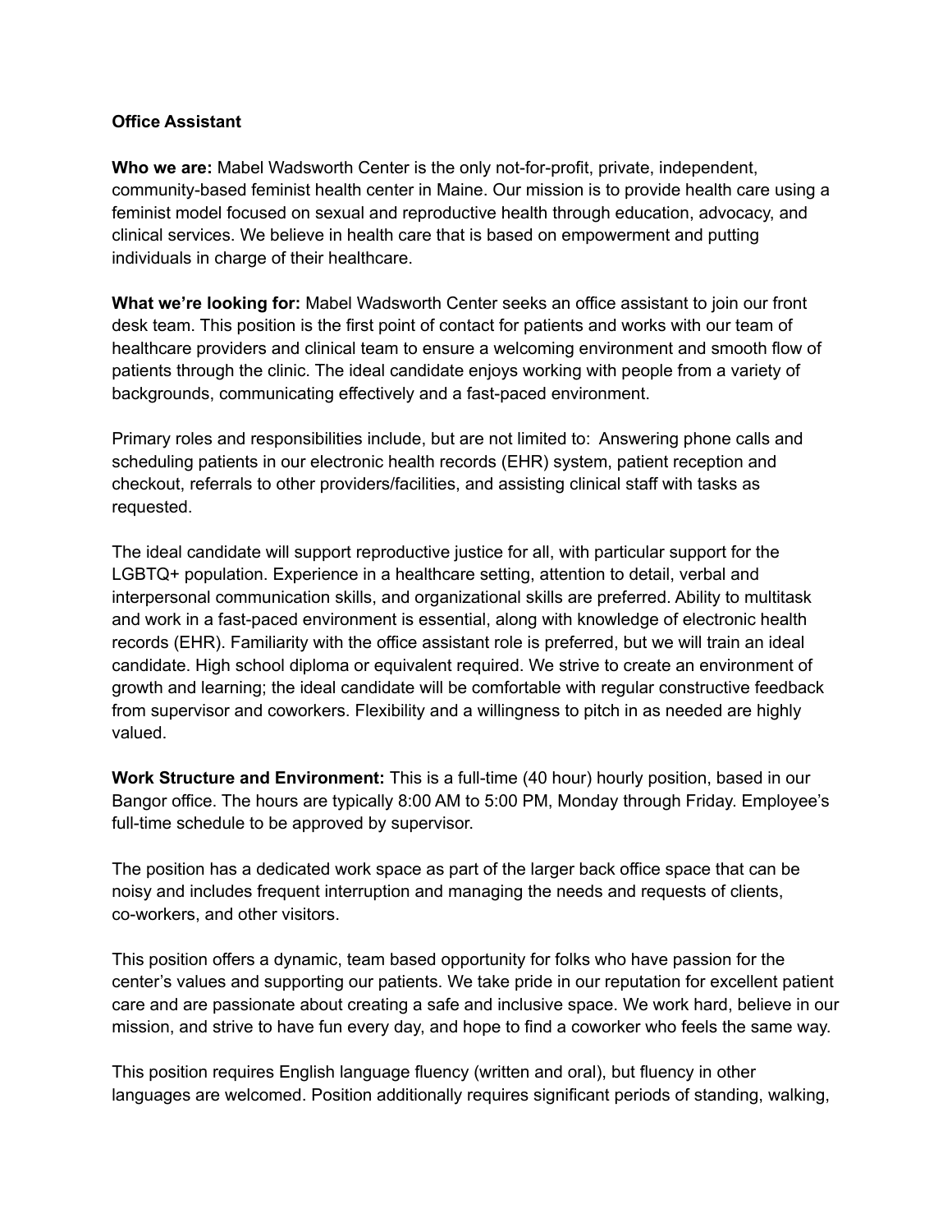**Office Assistant**

**Who we are:** Mabel Wadsworth Center is the only not-for-profit, private, independent, community-based feminist health center in Maine. Our mission is to provide health care using a feminist model focused on sexual and reproductive health through education, advocacy, and clinical services. We believe in health care that is based on empowerment and putting individuals in charge of their healthcare.

**What we're looking for:** Mabel Wadsworth Center seeks an office assistant to join our front desk team. This position is the first point of contact for patients and works with our team of healthcare providers and clinical team to ensure a welcoming environment and smooth flow of patients through the clinic. The ideal candidate enjoys working with people from a variety of backgrounds, communicating effectively and a fast-paced environment.

Primary roles and responsibilities include, but are not limited to: Answering phone calls and scheduling patients in our electronic health records (EHR) system, patient reception and checkout, referrals to other providers/facilities, and assisting clinical staff with tasks as requested.

The ideal candidate will support reproductive justice for all, with particular support for the LGBTQ+ population. Experience in a healthcare setting, attention to detail, verbal and interpersonal communication skills, and organizational skills are preferred. Ability to multitask and work in a fast-paced environment is essential, along with knowledge of electronic health records (EHR). Familiarity with the office assistant role is preferred, but we will train an ideal candidate. High school diploma or equivalent required. We strive to create an environment of growth and learning; the ideal candidate will be comfortable with regular constructive feedback from supervisor and coworkers. Flexibility and a willingness to pitch in as needed are highly valued.

**Work Structure and Environment:** This is a full-time (40 hour) hourly position, based in our Bangor office. The hours are typically 8:00 AM to 5:00 PM, Monday through Friday. Employee's full-time schedule to be approved by supervisor.

The position has a dedicated work space as part of the larger back office space that can be noisy and includes frequent interruption and managing the needs and requests of clients, co-workers, and other visitors.

This position offers a dynamic, team based opportunity for folks who have passion for the center's values and supporting our patients. We take pride in our reputation for excellent patient care and are passionate about creating a safe and inclusive space. We work hard, believe in our mission, and strive to have fun every day, and hope to find a coworker who feels the same way.

This position requires English language fluency (written and oral), but fluency in other languages are welcomed. Position additionally requires significant periods of standing, walking,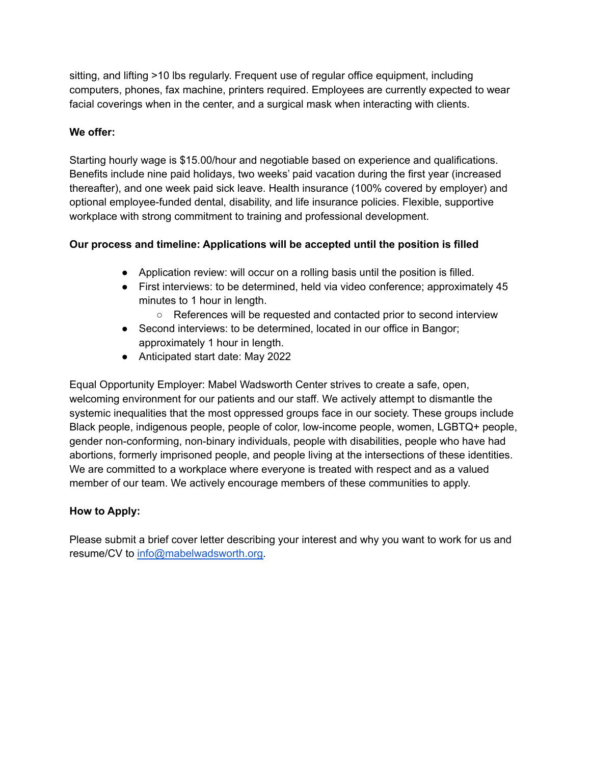sitting, and lifting >10 lbs regularly. Frequent use of regular office equipment, including computers, phones, fax machine, printers required. Employees are currently expected to wear facial coverings when in the center, and a surgical mask when interacting with clients.

**We offer:**

Starting hourly wage is $15.00/hour and negotiable based on experience and qualifications. Benefits include nine paid holidays, two weeks' paid vacation during the first year (increased thereafter), and one week paid sick leave. Health insurance (100% covered by employer) and optional employee-funded dental, disability, and life insurance policies. Flexible, supportive workplace with strong commitment to training and professional development.

**Our process and timeline: Applications will be accepted until the position is filled**

- Application review: will occur on a rolling basis until the position is filled.
- First interviews: to be determined, held via video conference; approximately 45 minutes to 1 hour in length.
  - References will be requested and contacted prior to second interview
- Second interviews: to be determined, located in our office in Bangor; approximately 1 hour in length.
- Anticipated start date: May 2022

Equal Opportunity Employer: Mabel Wadsworth Center strives to create a safe, open, welcoming environment for our patients and our staff. We actively attempt to dismantle the systemic inequalities that the most oppressed groups face in our society. These groups include Black people, indigenous people, people of color, low-income people, women, LGBTQ+ people, gender non-conforming, non-binary individuals, people with disabilities, people who have had abortions, formerly imprisoned people, and people living at the intersections of these identities. We are committed to a workplace where everyone is treated with respect and as a valued member of our team. We actively encourage members of these communities to apply.

**How to Apply:**

Please submit a brief cover letter describing your interest and why you want to work for us and resume/CV to [info@mabelwadsworth.org](mailto:info@mabelwadsworth.org).